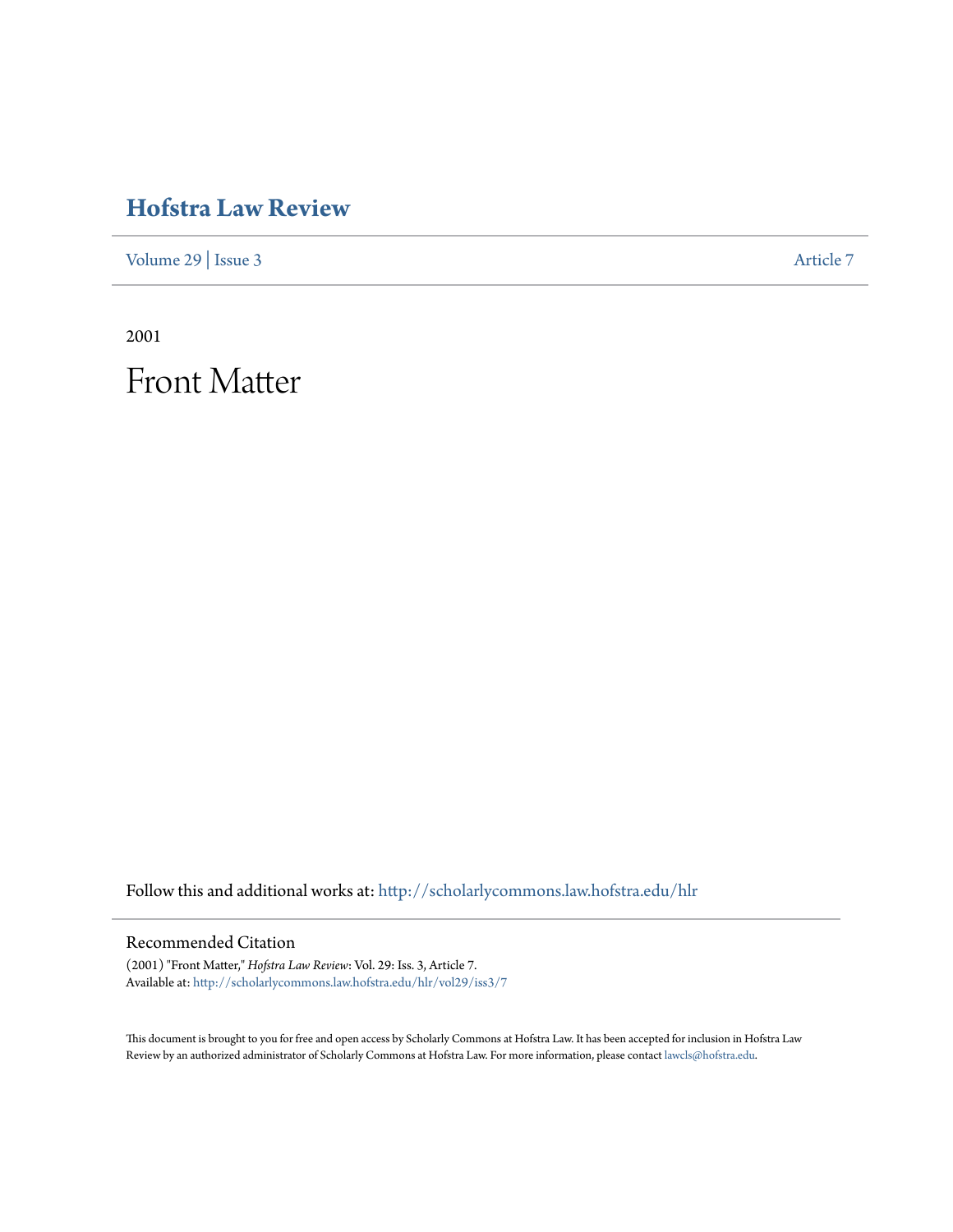# Hofstra Law Review

Volume 29 | Issue 3 Article 7

2001

# Front Matter

Follow this and additional works at: http://scholarlycommons.law.hofstra.edu/hlr

## Recommended Citation

(2001) "Front Matter," *Hofstra Law Review*: Vol. 29: Iss. 3, Article 7.
Available at: http://scholarlycommons.law.hofstra.edu/hlr/vol29/iss3/7

This document is brought to you for free and open access by Scholarly Commons at Hofstra Law. It has been accepted for inclusion in Hofstra Law Review by an authorized administrator of Scholarly Commons at Hofstra Law. For more information, please contact lawcls@hofstra.edu.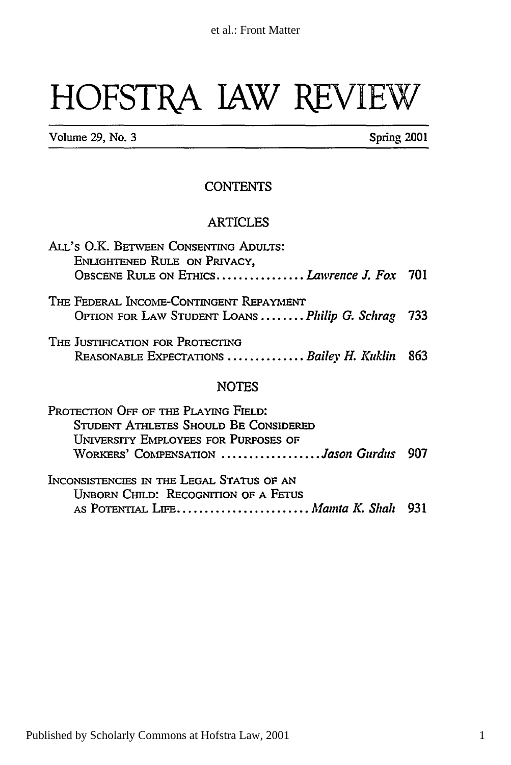# HOFSTRA LAW REVIEW

Volume 29, No. 3 Spring 2001

## CONTENTS

### ARTICLES

ALL'S O.K. BETWEEN CONSENTING ADULTS: ENLIGHTENED RULE ON PRIVACY, OBSCENE RULE ON ETHICS................ *Lawrence J. Fox* 701

THE FEDERAL INCOME-CONTINGENT REPAYMENT OPTION FOR LAW STUDENT LOANS........ *Philip G. Schrag* 733

THE JUSTIFICATION FOR PROTECTING REASONABLE EXPECTATIONS ............. *Bailey H. Kuklin* 863

### NOTES

PROTECTION OFF OF THE PLAYING FIELD: STUDENT ATHLETES SHOULD BE CONSIDERED UNIVERSITY EMPLOYEES FOR PURPOSES OF WORKERS' COMPENSATION .................. *Jason Gurdus* 907

INCONSISTENCIES IN THE LEGAL STATUS OF AN UNBORN CHILD: RECOGNITION OF A FETUS AS POTENTIAL LIFE........................ *Mamta K. Shah* 931